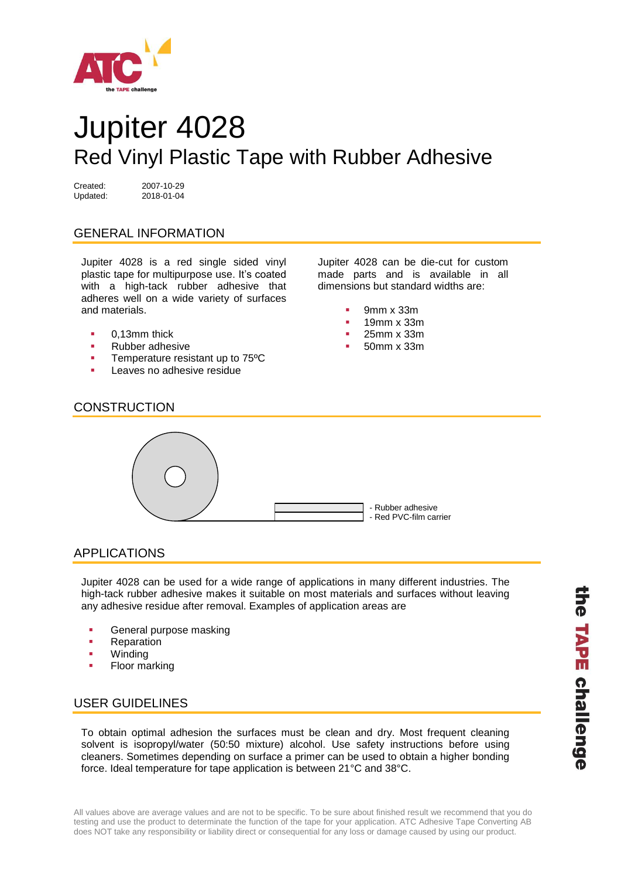# Jupiter 4028

## Red Vinyl Plastic Tape with Rubber Adhesive

Created: 2007-10-29
Updated: 2018-01-04

## GENERAL INFORMATION

Jupiter 4028 is a red single sided vinyl plastic tape for multipurpose use. It's coated with a high-tack rubber adhesive that adheres well on a wide variety of surfaces and materials.

- 0,13mm thick
- Rubber adhesive
- Temperature resistant up to 75ºC
- Leaves no adhesive residue

Jupiter 4028 can be die-cut for custom made parts and is available in all dimensions but standard widths are:

- 9mm x 33m
- 19mm x 33m
- 25mm x 33m
- 50mm x 33m

## CONSTRUCTION

- Rubber adhesive
- Red PVC-film carrier

## APPLICATIONS

Jupiter 4028 can be used for a wide range of applications in many different industries. The high-tack rubber adhesive makes it suitable on most materials and surfaces without leaving any adhesive residue after removal. Examples of application areas are

- General purpose masking
- Reparation
- Winding
- Floor marking

## USER GUIDELINES

To obtain optimal adhesion the surfaces must be clean and dry. Most frequent cleaning solvent is isopropyl/water (50:50 mixture) alcohol. Use safety instructions before using cleaners. Sometimes depending on surface a primer can be used to obtain a higher bonding force. Ideal temperature for tape application is between 21°C and 38°C.

All values above are average values and are not to be specific. To be sure about finished result we recommend that you do testing and use the product to determinate the function of the tape for your application. ATC Adhesive Tape Converting AB does NOT take any responsibility or liability direct or consequential for any loss or damage caused by using our product.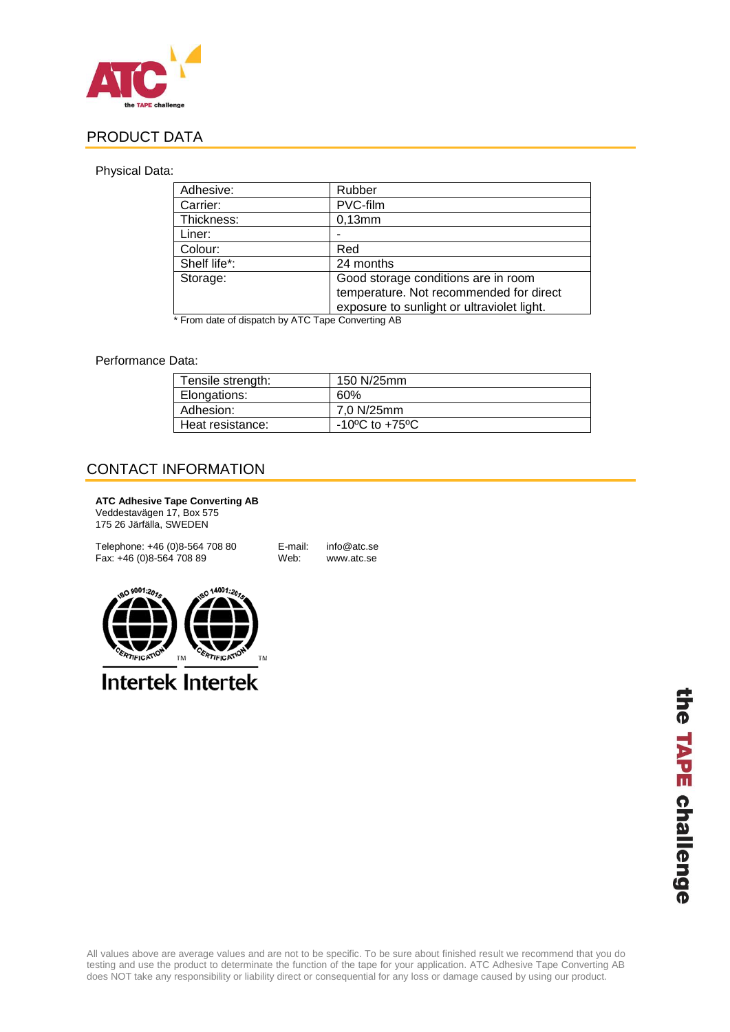## PRODUCT DATA

Physical Data:

| | |
|---|---|
| Adhesive: | Rubber |
| Carrier: | PVC-film |
| Thickness: | 0,13mm |
| Liner: | - |
| Colour: | Red |
| Shelf life*: | 24 months |
| Storage: | Good storage conditions are in room temperature. Not recommended for direct exposure to sunlight or ultraviolet light. |

* From date of dispatch by ATC Tape Converting AB

Performance Data:

| | |
|---|---|
| Tensile strength: | 150 N/25mm |
| Elongations: | 60% |
| Adhesion: | 7,0 N/25mm |
| Heat resistance: | -10ºC to +75ºC |

## CONTACT INFORMATION

**ATC Adhesive Tape Converting AB**
Veddestavägen 17, Box 575
175 26 Järfälla, SWEDEN

Telephone: +46 (0)8-564 708 80
Fax: +46 (0)8-564 708 89

E-mail: info@atc.se
Web: www.atc.se

ISO 9001:2015 CERTIFICATION Intertek
ISO 14001:2015 CERTIFICATION Intertek

All values above are average values and are not to be specific. To be sure about finished result we recommend that you do testing and use the product to determinate the function of the tape for your application. ATC Adhesive Tape Converting AB does NOT take any responsibility or liability direct or consequential for any loss or damage caused by using our product.